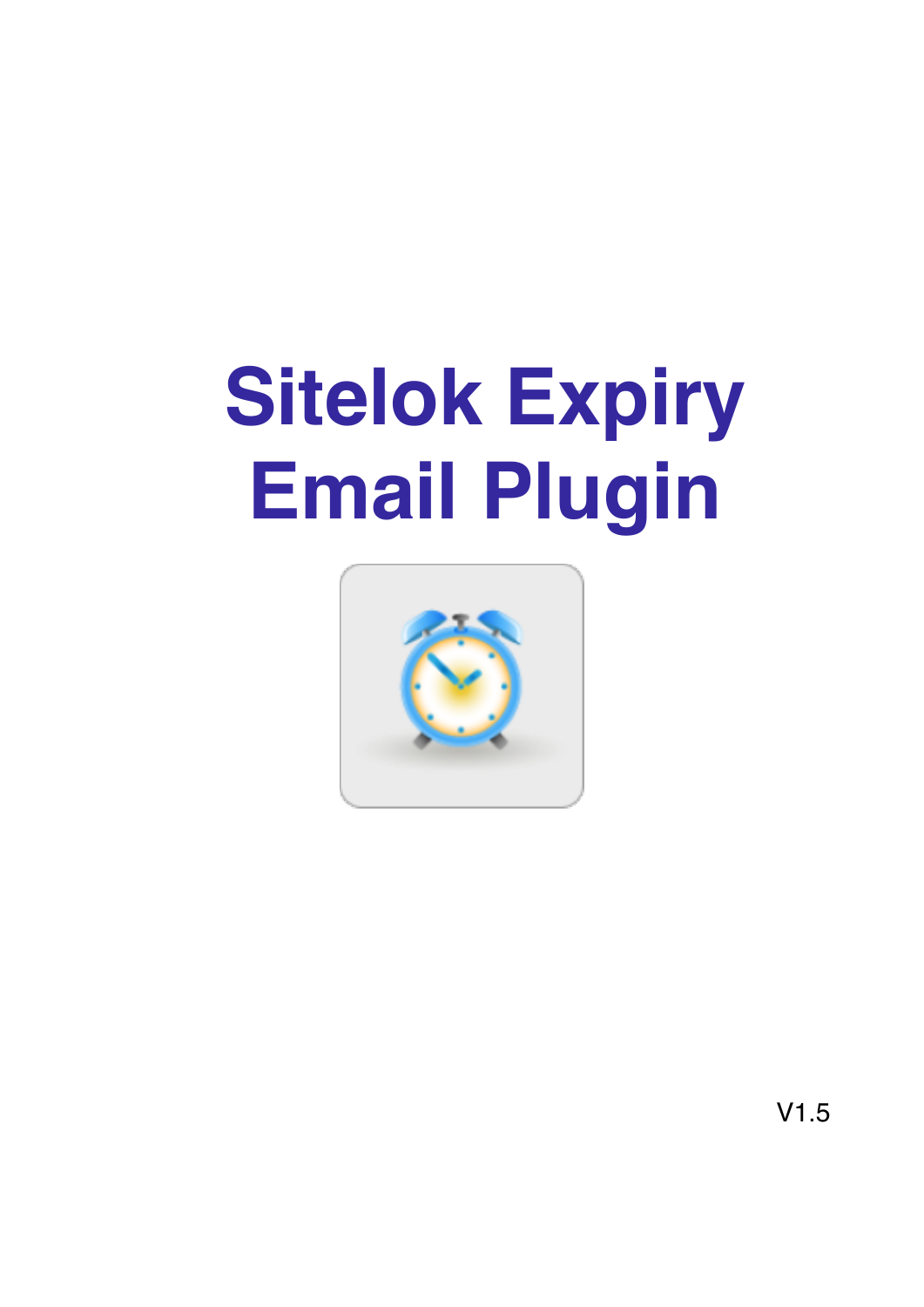# Sitelok Expiry Email Plugin

V1.5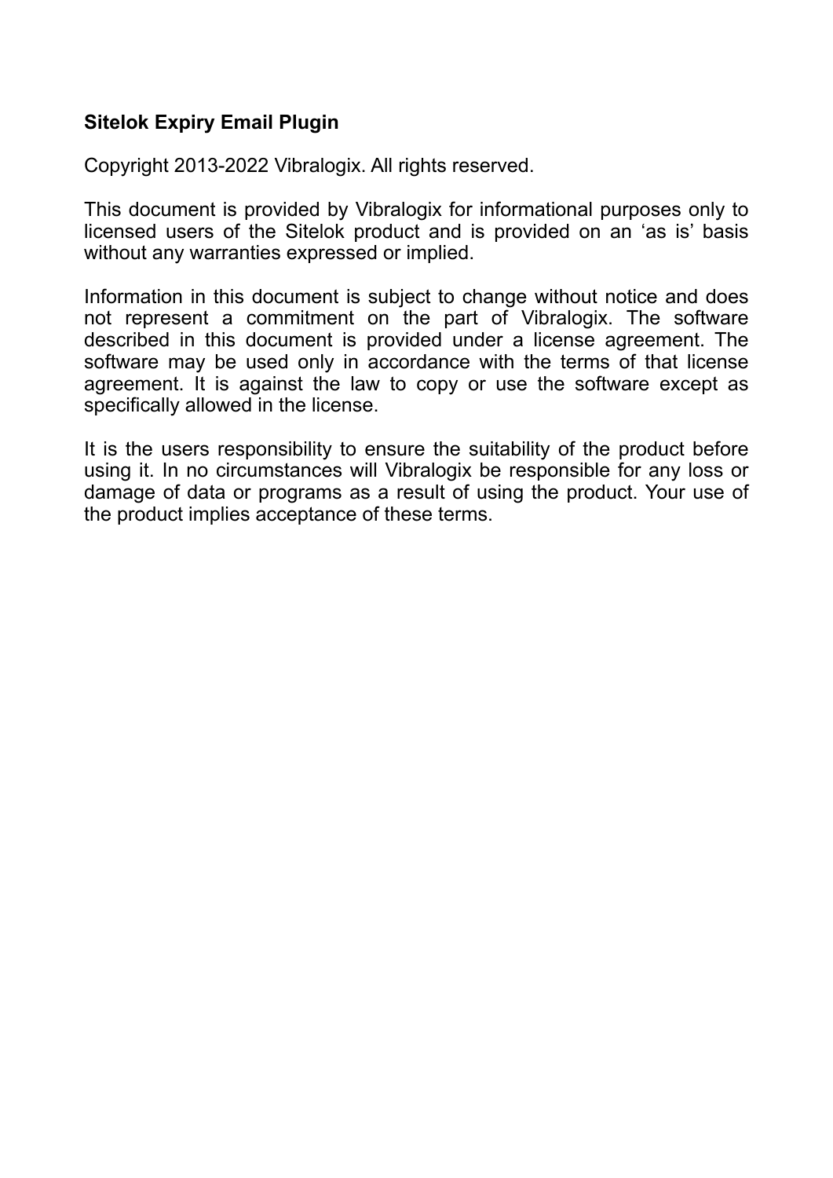**Sitelok Expiry Email Plugin**

Copyright 2013-2022 Vibralogix. All rights reserved.

This document is provided by Vibralogix for informational purposes only to licensed users of the Sitelok product and is provided on an ‘as is’ basis without any warranties expressed or implied.

Information in this document is subject to change without notice and does not represent a commitment on the part of Vibralogix. The software described in this document is provided under a license agreement. The software may be used only in accordance with the terms of that license agreement. It is against the law to copy or use the software except as specifically allowed in the license.

It is the users responsibility to ensure the suitability of the product before using it. In no circumstances will Vibralogix be responsible for any loss or damage of data or programs as a result of using the product. Your use of the product implies acceptance of these terms.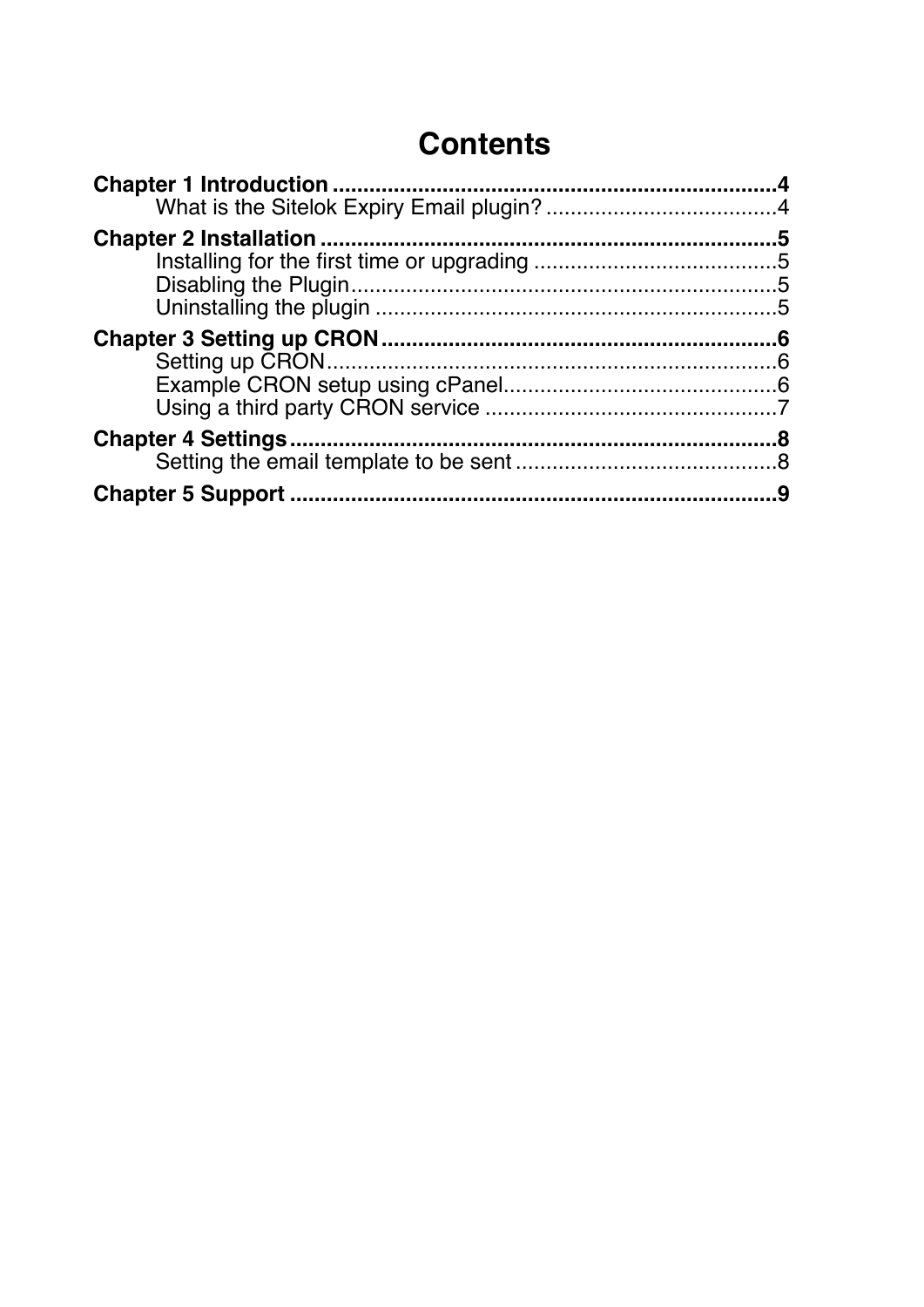# Contents

**Chapter 1 Introduction** .......................................................................... **4**
- What is the Sitelok Expiry Email plugin? ...................................... 4

**Chapter 2 Installation** .......................................................................... **5**
- Installing for the first time or upgrading ........................................ 5
- Disabling the Plugin ...................................................................... 5
- Uninstalling the plugin .................................................................. 5

**Chapter 3 Setting up CRON** ................................................................. **6**
- Setting up CRON .......................................................................... 6
- Example CRON setup using cPanel ............................................. 6
- Using a third party CRON service ................................................ 7

**Chapter 4 Settings** ................................................................................ **8**
- Setting the email template to be sent ........................................... 8

**Chapter 5 Support** ................................................................................ **9**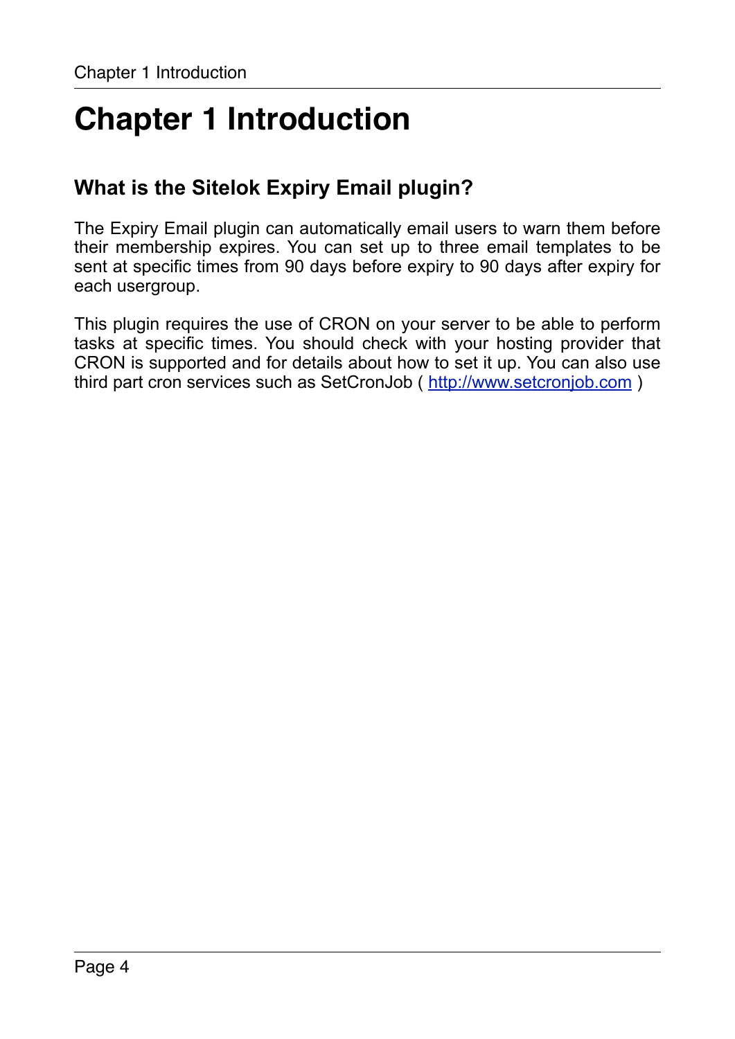# Chapter 1 Introduction

## What is the Sitelok Expiry Email plugin?

The Expiry Email plugin can automatically email users to warn them before their membership expires. You can set up to three email templates to be sent at specific times from 90 days before expiry to 90 days after expiry for each usergroup.

This plugin requires the use of CRON on your server to be able to perform tasks at specific times. You should check with your hosting provider that CRON is supported and for details about how to set it up. You can also use third part cron services such as SetCronJob ( [http://www.setcronjob.com](http://www.setcronjob.com) )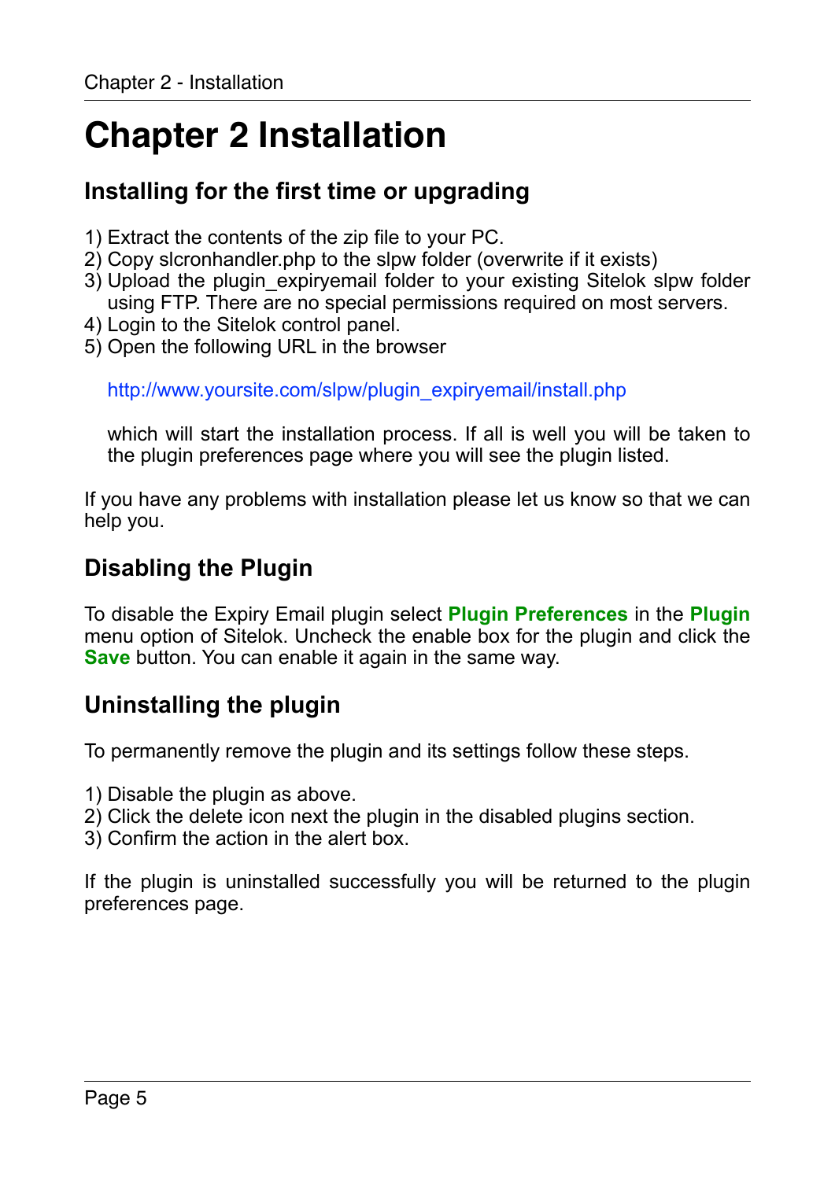# Chapter 2 Installation

## Installing for the first time or upgrading

1) Extract the contents of the zip file to your PC.
2) Copy slcronhandler.php to the slpw folder (overwrite if it exists)
3) Upload the plugin_expiryemail folder to your existing Sitelok slpw folder using FTP. There are no special permissions required on most servers.
4) Login to the Sitelok control panel.
5) Open the following URL in the browser

   http://www.yoursite.com/slpw/plugin_expiryemail/install.php

   which will start the installation process. If all is well you will be taken to the plugin preferences page where you will see the plugin listed.

If you have any problems with installation please let us know so that we can help you.

## Disabling the Plugin

To disable the Expiry Email plugin select **Plugin Preferences** in the **Plugin** menu option of Sitelok. Uncheck the enable box for the plugin and click the **Save** button. You can enable it again in the same way.

## Uninstalling the plugin

To permanently remove the plugin and its settings follow these steps.

1) Disable the plugin as above.
2) Click the delete icon next the plugin in the disabled plugins section.
3) Confirm the action in the alert box.

If the plugin is uninstalled successfully you will be returned to the plugin preferences page.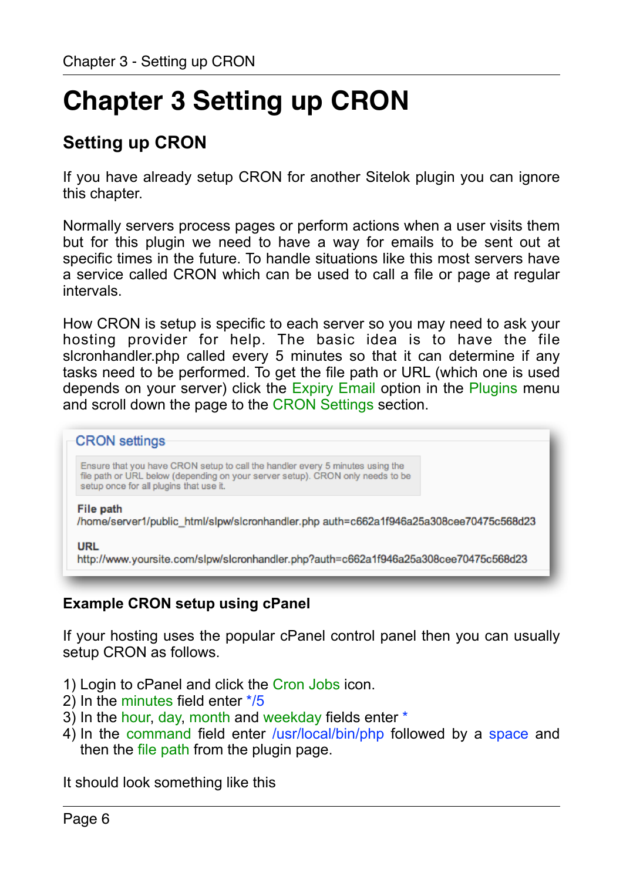# Chapter 3 Setting up CRON

## Setting up CRON

If you have already setup CRON for another Sitelok plugin you can ignore this chapter.

Normally servers process pages or perform actions when a user visits them but for this plugin we need to have a way for emails to be sent out at specific times in the future. To handle situations like this most servers have a service called CRON which can be used to call a file or page at regular intervals.

How CRON is setup is specific to each server so you may need to ask your hosting provider for help. The basic idea is to have the file slcronhandler.php called every 5 minutes so that it can determine if any tasks need to be performed. To get the file path or URL (which one is used depends on your server) click the Expiry Email option in the Plugins menu and scroll down the page to the CRON Settings section.

CRON settings

Ensure that you have CRON setup to call the handler every 5 minutes using the file path or URL below (depending on your server setup). CRON only needs to be setup once for all plugins that use it.

**File path**
/home/server1/public_html/slpw/slcronhandler.php auth=c662a1f946a25a308cee70475c568d23

**URL**
http://www.yoursite.com/slpw/slcronhandler.php?auth=c662a1f946a25a308cee70475c568d23

### Example CRON setup using cPanel

If your hosting uses the popular cPanel control panel then you can usually setup CRON as follows.

1) Login to cPanel and click the Cron Jobs icon.
2) In the minutes field enter */5
3) In the hour, day, month and weekday fields enter *
4) In the command field enter /usr/local/bin/php followed by a space and then the file path from the plugin page.

It should look something like this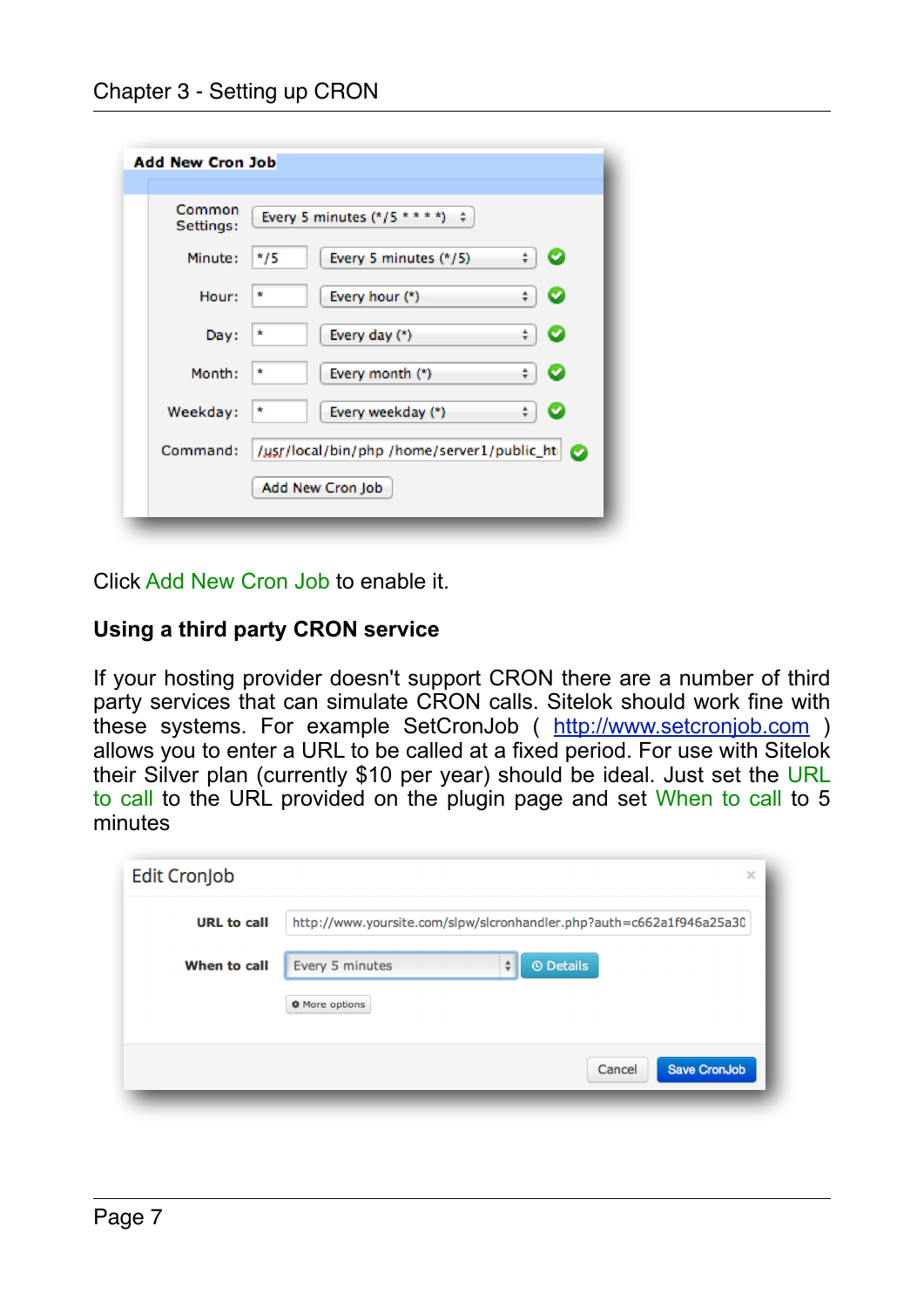Click Add New Cron Job to enable it.

## Using a third party CRON service

If your hosting provider doesn't support CRON there are a number of third party services that can simulate CRON calls. Sitelok should work fine with these systems. For example SetCronJob ( http://www.setcronjob.com ) allows you to enter a URL to be called at a fixed period. For use with Sitelok their Silver plan (currently $10 per year) should be ideal. Just set the URL to call to the URL provided on the plugin page and set When to call to 5 minutes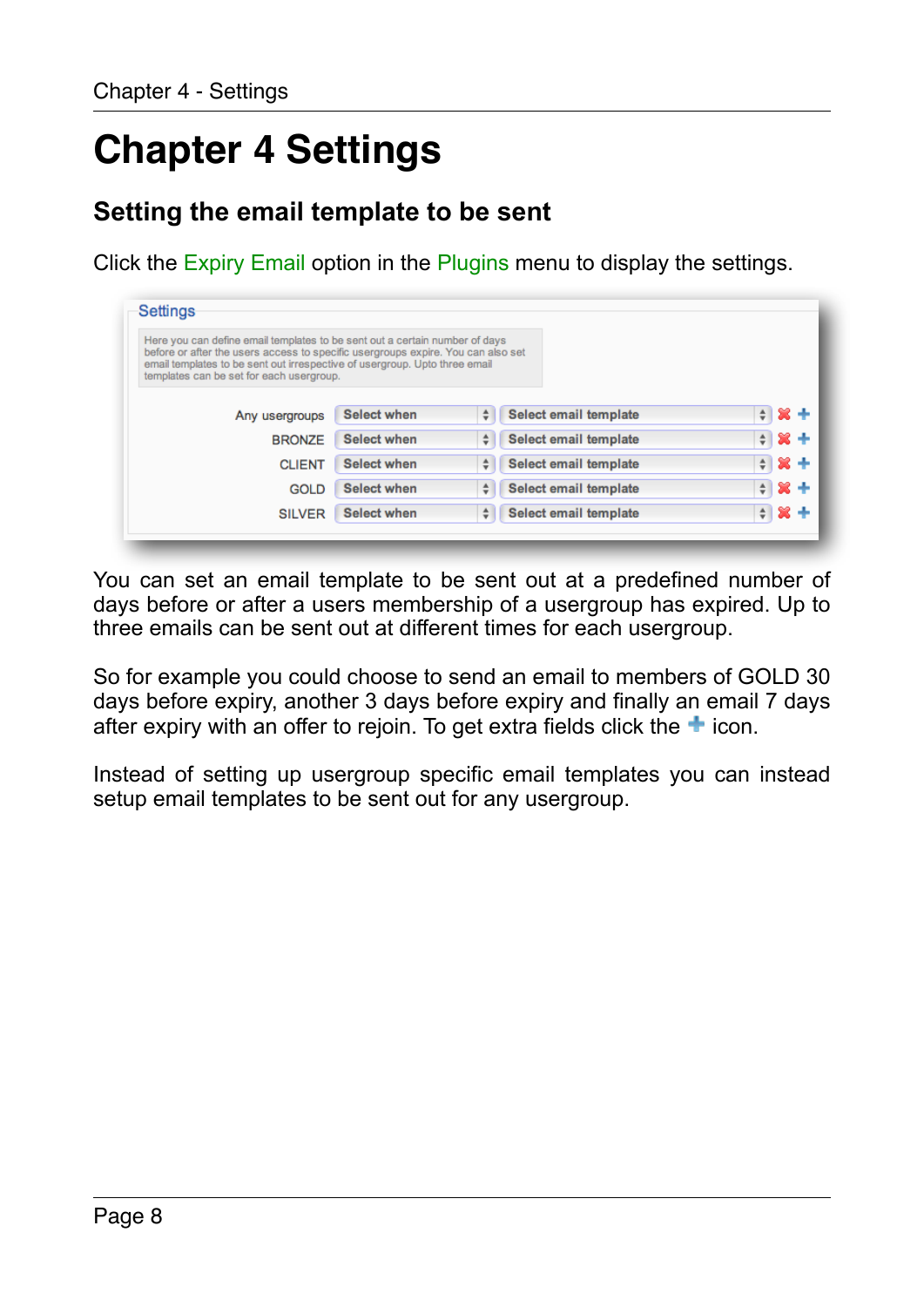# Chapter 4 Settings

## Setting the email template to be sent

Click the Expiry Email option in the Plugins menu to display the settings.

Settings

Here you can define email templates to be sent out a certain number of days before or after the users access to specific usergroups expire. You can also set email templates to be sent out irrespective of usergroup. Upto three email templates can be set for each usergroup.

| | | |
|---|---|---|
| Any usergroups | Select when | Select email template |
| BRONZE | Select when | Select email template |
| CLIENT | Select when | Select email template |
| GOLD | Select when | Select email template |
| SILVER | Select when | Select email template |

You can set an email template to be sent out at a predefined number of days before or after a users membership of a usergroup has expired. Up to three emails can be sent out at different times for each usergroup.

So for example you could choose to send an email to members of GOLD 30 days before expiry, another 3 days before expiry and finally an email 7 days after expiry with an offer to rejoin. To get extra fields click the + icon.

Instead of setting up usergroup specific email templates you can instead setup email templates to be sent out for any usergroup.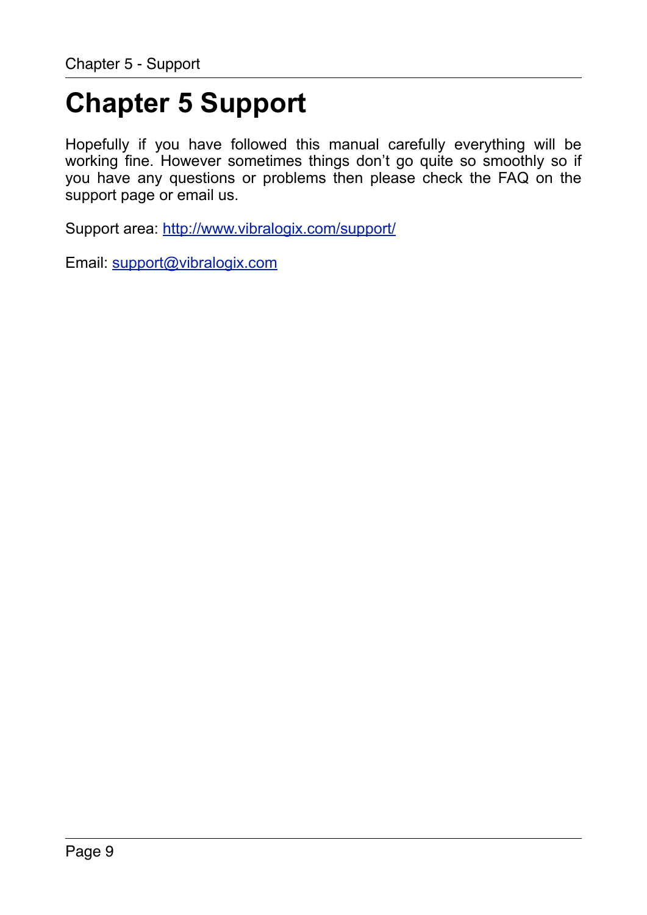# Chapter 5 Support

Hopefully if you have followed this manual carefully everything will be working fine. However sometimes things don't go quite so smoothly so if you have any questions or problems then please check the FAQ on the support page or email us.

Support area: [http://www.vibralogix.com/support/](http://www.vibralogix.com/support/)

Email: [support@vibralogix.com](mailto:support@vibralogix.com)